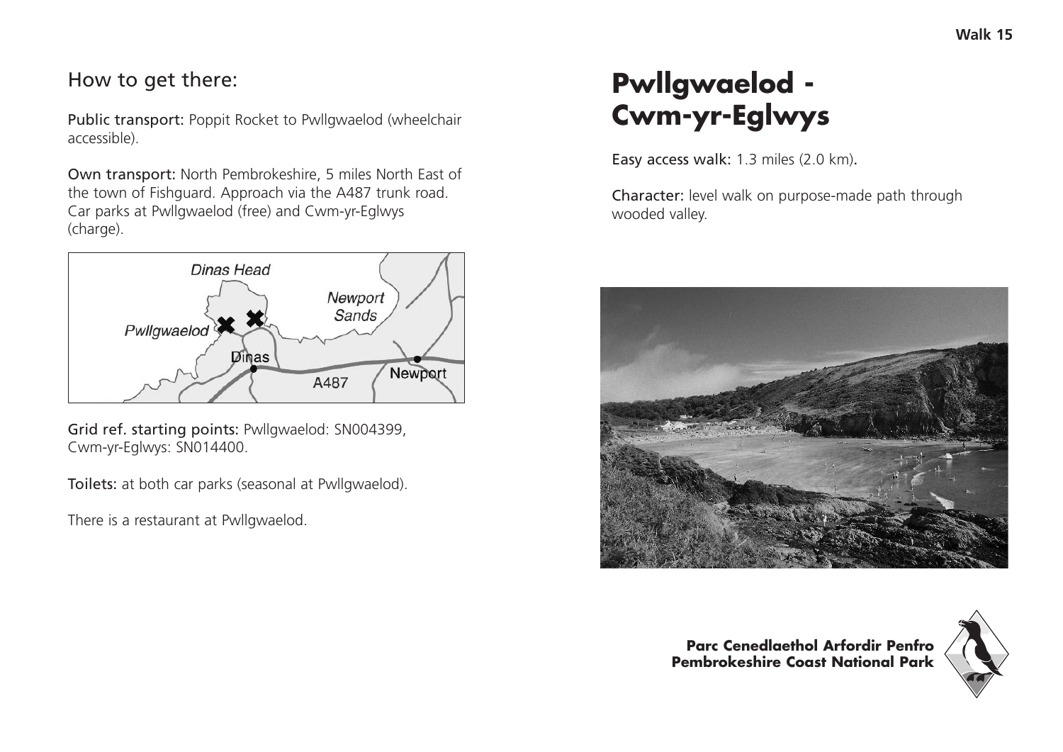## How to get there:

**Public transport:** Poppit Rocket to Pwllgwaelod (wheelchair accessible).

**Own transport:** North Pembrokeshire, 5 miles North East of the town of Fishguard. Approach via the A487 trunk road. Car parks at Pwllgwaelod (free) and Cwm-yr-Eglwys (charge).

**Grid ref. starting points:** Pwllgwaelod: SN004399, Cwm-yr-Eglwys: SN014400.

**Toilets:** at both car parks (seasonal at Pwllgwaelod).

There is a restaurant at Pwllgwaelod.

# Pwllgwaelod - Cwm-yr-Eglwys

**Easy access walk:** 1.3 miles (2.0 km).

**Character:** level walk on purpose-made path through wooded valley.

**Parc Cenedlaethol Arfordir Penfro**
**Pembrokeshire Coast National Park**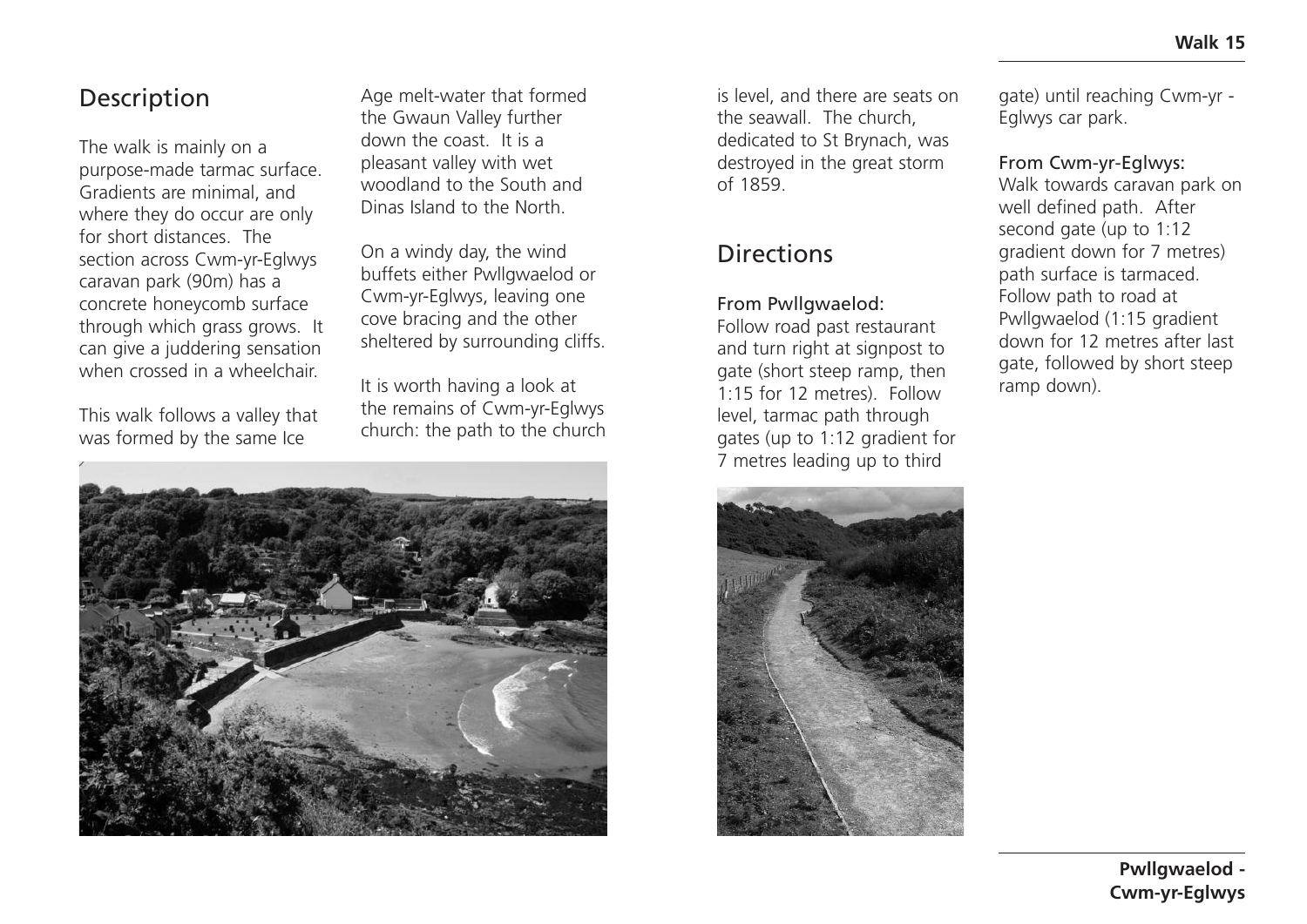## Description

The walk is mainly on a purpose-made tarmac surface. Gradients are minimal, and where they do occur are only for short distances. The section across Cwm-yr-Eglwys caravan park (90m) has a concrete honeycomb surface through which grass grows. It can give a juddering sensation when crossed in a wheelchair.

This walk follows a valley that was formed by the same Ice Age melt-water that formed the Gwaun Valley further down the coast. It is a pleasant valley with wet woodland to the South and Dinas Island to the North.

On a windy day, the wind buffets either Pwllgwaelod or Cwm-yr-Eglwys, leaving one cove bracing and the other sheltered by surrounding cliffs.

It is worth having a look at the remains of Cwm-yr-Eglwys church: the path to the church is level, and there are seats on the seawall. The church, dedicated to St Brynach, was destroyed in the great storm of 1859.

## Directions

### From Pwllgwaelod:

Follow road past restaurant and turn right at signpost to gate (short steep ramp, then 1:15 for 12 metres). Follow level, tarmac path through gates (up to 1:12 gradient for 7 metres leading up to third gate) until reaching Cwm-yr - Eglwys car park.

### From Cwm-yr-Eglwys:

Walk towards caravan park on well defined path. After second gate (up to 1:12 gradient down for 7 metres) path surface is tarmaced. Follow path to road at Pwllgwaelod (1:15 gradient down for 12 metres after last gate, followed by short steep ramp down).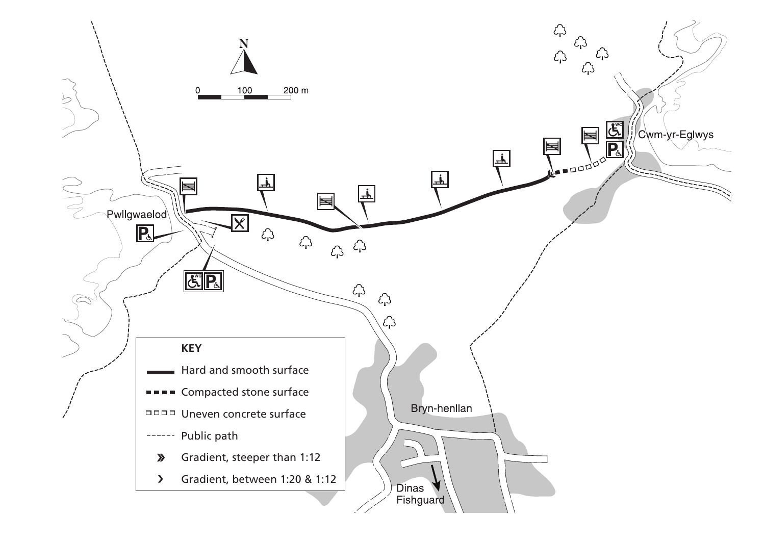N

0 100 200 m

Pwllgwaelod

Cwm-yr-Eglwys

Bryn-henllan

Dinas
Fishguard

**KEY**

- Hard and smooth surface
- Compacted stone surface
- Uneven concrete surface
- Public path
- » Gradient, steeper than 1:12
- › Gradient, between 1:20 & 1:12